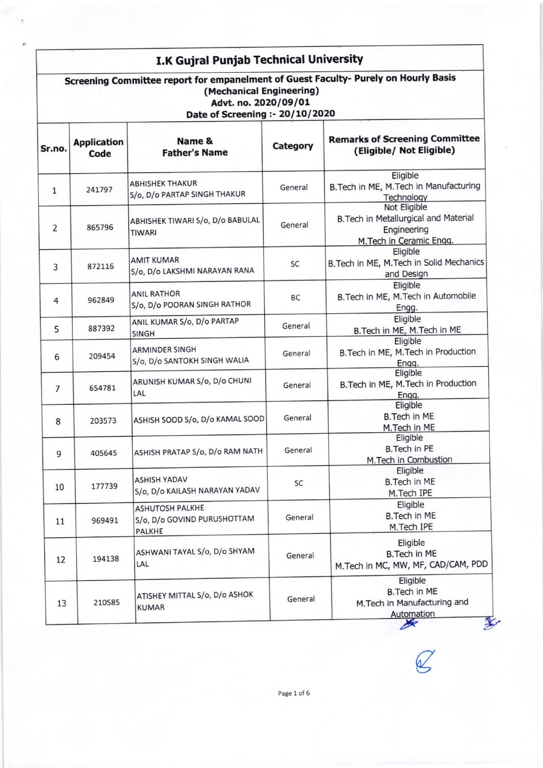# I.K Gujral Punjab Technical University

## Screening Committee report for empanelment of Guest Faculty- Purely on Hourly Basis (Mechanical Engineering)

**Advt. no. 2020/09/01**

**Date of Screening :- 20/10/2020**

| Sr.no. | Application Code | Name & Father's Name | Category | Remarks of Screening Committee (Eligible/ Not Eligible) |
|---|---|---|---|---|
| 1 | 241797 | ABHISHEK THAKUR S/o, D/o PARTAP SINGH THAKUR | General | Eligible B.Tech in ME, M.Tech in Manufacturing Technology |
| 2 | 865796 | ABHISHEK TIWARI S/o, D/o BABULAL TIWARI | General | Not Eligible B.Tech in Metallurgical and Material Engineering M.Tech in Ceramic Engg. |
| 3 | 872116 | AMIT KUMAR S/o, D/o LAKSHMI NARAYAN RANA | SC | Eligible B.Tech in ME, M.Tech in Solid Mechanics and Design |
| 4 | 962849 | ANIL RATHOR S/o, D/o POORAN SINGH RATHOR | BC | Eligible B.Tech in ME, M.Tech in Automobile Engg. |
| 5 | 887392 | ANIL KUMAR S/o, D/o PARTAP SINGH | General | Eligible B.Tech in ME, M.Tech in ME |
| 6 | 209454 | ARMINDER SINGH S/o, D/o SANTOKH SINGH WALIA | General | Eligible B.Tech in ME, M.Tech in Production Engg. |
| 7 | 654781 | ARUNISH KUMAR S/o, D/o CHUNI LAL | General | Eligible B.Tech in ME, M.Tech in Production Engg. |
| 8 | 203573 | ASHISH SOOD S/o, D/o KAMAL SOOD | General | Eligible B.Tech in ME M.Tech in ME |
| 9 | 405645 | ASHISH PRATAP S/o, D/o RAM NATH | General | Eligible B.Tech in PE M.Tech in Combustion |
| 10 | 177739 | ASHISH YADAV S/o, D/o KAILASH NARAYAN YADAV | SC | Eligible B.Tech in ME M.Tech IPE |
| 11 | 969491 | ASHUTOSH PALKHE S/o, D/o GOVIND PURUSHOTTAM PALKHE | General | Eligible B.Tech in ME M.Tech IPE |
| 12 | 194138 | ASHWANI TAYAL S/o, D/o SHYAM LAL | General | Eligible B.Tech in ME M.Tech in MC, MW, MF, CAD/CAM, PDD |
| 13 | 210585 | ATISHEY MITTAL S/o, D/o ASHOK KUMAR | General | Eligible B.Tech in ME M.Tech in Manufacturing and Automation |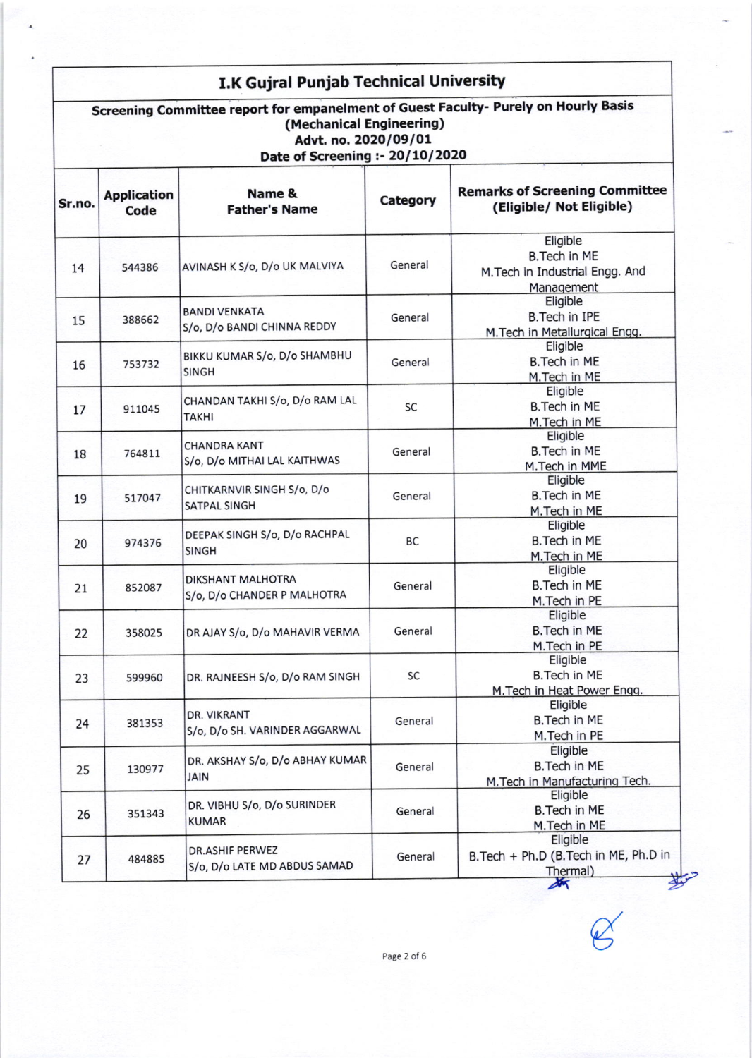# I.K Gujral Punjab Technical University

**Screening Committee report for empanelment of Guest Faculty- Purely on Hourly Basis (Mechanical Engineering)**
**Advt. no. 2020/09/01**
**Date of Screening :- 20/10/2020**

| Sr.no. | Application Code | Name & Father's Name | Category | Remarks of Screening Committee (Eligible/ Not Eligible) |
|---|---|---|---|---|
| 14 | 544386 | AVINASH K S/o, D/o UK MALVIYA | General | Eligible B.Tech in ME M.Tech in Industrial Engg. And Management |
| 15 | 388662 | BANDI VENKATA S/o, D/o BANDI CHINNA REDDY | General | Eligible B.Tech in IPE M.Tech in Metallurgical Engg. |
| 16 | 753732 | BIKKU KUMAR S/o, D/o SHAMBHU SINGH | General | Eligible B.Tech in ME M.Tech in ME |
| 17 | 911045 | CHANDAN TAKHI S/o, D/o RAM LAL TAKHI | SC | Eligible B.Tech in ME M.Tech in ME |
| 18 | 764811 | CHANDRA KANT S/o, D/o MITHAI LAL KAITHWAS | General | Eligible B.Tech in ME M.Tech in MME |
| 19 | 517047 | CHITKARNVIR SINGH S/o, D/o SATPAL SINGH | General | Eligible B.Tech in ME M.Tech in ME |
| 20 | 974376 | DEEPAK SINGH S/o, D/o RACHPAL SINGH | BC | Eligible B.Tech in ME M.Tech in ME |
| 21 | 852087 | DIKSHANT MALHOTRA S/o, D/o CHANDER P MALHOTRA | General | Eligible B.Tech in ME M.Tech in PE |
| 22 | 358025 | DR AJAY S/o, D/o MAHAVIR VERMA | General | Eligible B.Tech in ME M.Tech in PE |
| 23 | 599960 | DR. RAJNEESH S/o, D/o RAM SINGH | SC | Eligible B.Tech in ME M.Tech in Heat Power Engg. |
| 24 | 381353 | DR. VIKRANT S/o, D/o SH. VARINDER AGGARWAL | General | Eligible B.Tech in ME M.Tech in PE |
| 25 | 130977 | DR. AKSHAY S/o, D/o ABHAY KUMAR JAIN | General | Eligible B.Tech in ME M.Tech in Manufacturing Tech. |
| 26 | 351343 | DR. VIBHU S/o, D/o SURINDER KUMAR | General | Eligible B.Tech in ME M.Tech in ME |
| 27 | 484885 | DR.ASHIF PERWEZ S/o, D/o LATE MD ABDUS SAMAD | General | Eligible B.Tech + Ph.D (B.Tech in ME, Ph.D in Thermal) |